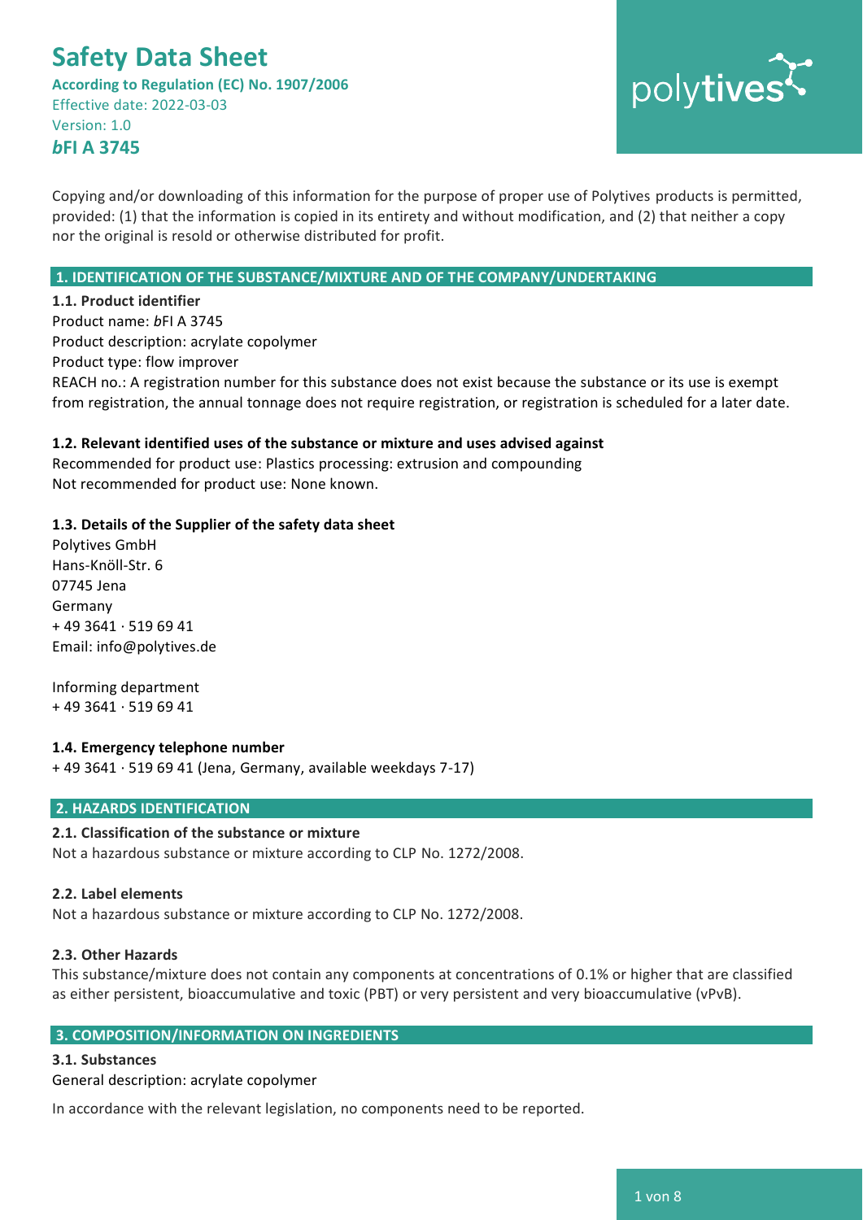# Safety Data Sheet

**According to Regulation (EC) No. 1907/2006**
Effective date: 2022-03-03
Version: 1.0
***b*FI A 3745**

Copying and/or downloading of this information for the purpose of proper use of Polytives products is permitted, provided: (1) that the information is copied in its entirety and without modification, and (2) that neither a copy nor the original is resold or otherwise distributed for profit.

## 1. IDENTIFICATION OF THE SUBSTANCE/MIXTURE AND OF THE COMPANY/UNDERTAKING

### 1.1. Product identifier

Product name: *b*FI A 3745
Product description: acrylate copolymer
Product type: flow improver
REACH no.: A registration number for this substance does not exist because the substance or its use is exempt from registration, the annual tonnage does not require registration, or registration is scheduled for a later date.

### 1.2. Relevant identified uses of the substance or mixture and uses advised against

Recommended for product use: Plastics processing: extrusion and compounding
Not recommended for product use: None known.

### 1.3. Details of the Supplier of the safety data sheet

Polytives GmbH
Hans-Knöll-Str. 6
07745 Jena
Germany
+ 49 3641 · 519 69 41
Email: info@polytives.de

Informing department
+ 49 3641 · 519 69 41

### 1.4. Emergency telephone number

+ 49 3641 · 519 69 41 (Jena, Germany, available weekdays 7-17)

## 2. HAZARDS IDENTIFICATION

### 2.1. Classification of the substance or mixture

Not a hazardous substance or mixture according to CLP No. 1272/2008.

### 2.2. Label elements

Not a hazardous substance or mixture according to CLP No. 1272/2008.

### 2.3. Other Hazards

This substance/mixture does not contain any components at concentrations of 0.1% or higher that are classified as either persistent, bioaccumulative and toxic (PBT) or very persistent and very bioaccumulative (vPvB).

## 3. COMPOSITION/INFORMATION ON INGREDIENTS

### 3.1. Substances

General description: acrylate copolymer

In accordance with the relevant legislation, no components need to be reported.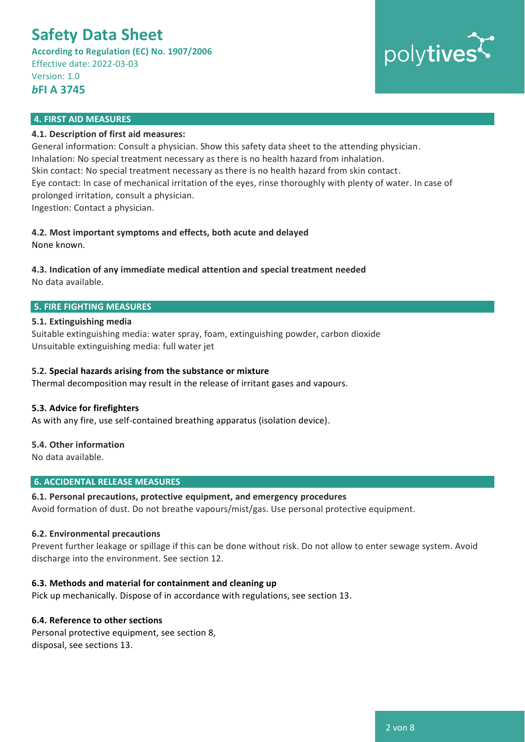## 4. FIRST AID MEASURES

**4.1. Description of first aid measures:**

General information: Consult a physician. Show this safety data sheet to the attending physician.
Inhalation: No special treatment necessary as there is no health hazard from inhalation.
Skin contact: No special treatment necessary as there is no health hazard from skin contact.
Eye contact: In case of mechanical irritation of the eyes, rinse thoroughly with plenty of water. In case of prolonged irritation, consult a physician.
Ingestion: Contact a physician.

**4.2. Most important symptoms and effects, both acute and delayed**

None known.

**4.3. Indication of any immediate medical attention and special treatment needed**

No data available.

## 5. FIRE FIGHTING MEASURES

**5.1. Extinguishing media**

Suitable extinguishing media: water spray, foam, extinguishing powder, carbon dioxide
Unsuitable extinguishing media: full water jet

**5.2. Special hazards arising from the substance or mixture**

Thermal decomposition may result in the release of irritant gases and vapours.

**5.3. Advice for firefighters**

As with any fire, use self-contained breathing apparatus (isolation device).

**5.4. Other information**

No data available.

## 6. ACCIDENTAL RELEASE MEASURES

**6.1. Personal precautions, protective equipment, and emergency procedures**

Avoid formation of dust. Do not breathe vapours/mist/gas. Use personal protective equipment.

**6.2. Environmental precautions**

Prevent further leakage or spillage if this can be done without risk. Do not allow to enter sewage system. Avoid discharge into the environment. See section 12.

**6.3. Methods and material for containment and cleaning up**

Pick up mechanically. Dispose of in accordance with regulations, see section 13.

**6.4. Reference to other sections**

Personal protective equipment, see section 8,
disposal, see sections 13.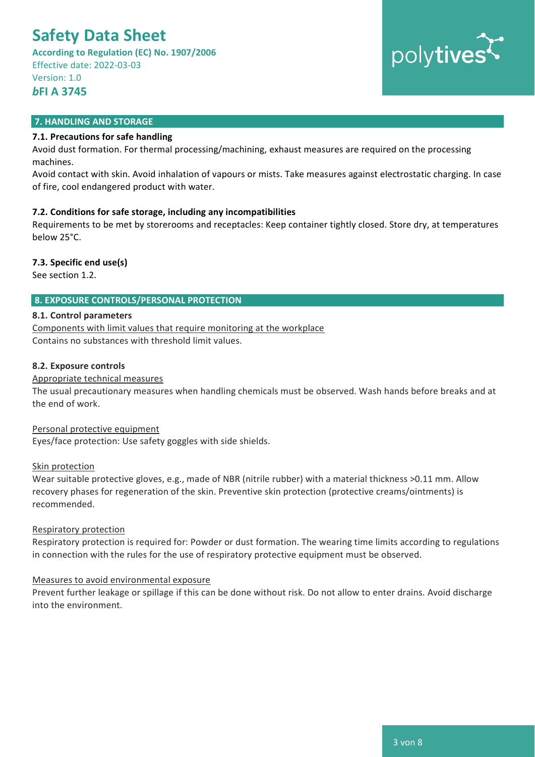## 7. HANDLING AND STORAGE

### 7.1. Precautions for safe handling

Avoid dust formation. For thermal processing/machining, exhaust measures are required on the processing machines.

Avoid contact with skin. Avoid inhalation of vapours or mists. Take measures against electrostatic charging. In case of fire, cool endangered product with water.

### 7.2. Conditions for safe storage, including any incompatibilities

Requirements to be met by storerooms and receptacles: Keep container tightly closed. Store dry, at temperatures below 25°C.

### 7.3. Specific end use(s)

See section 1.2.

## 8. EXPOSURE CONTROLS/PERSONAL PROTECTION

### 8.1. Control parameters

Components with limit values that require monitoring at the workplace

Contains no substances with threshold limit values.

### 8.2. Exposure controls

Appropriate technical measures

The usual precautionary measures when handling chemicals must be observed. Wash hands before breaks and at the end of work.

Personal protective equipment

Eyes/face protection: Use safety goggles with side shields.

Skin protection

Wear suitable protective gloves, e.g., made of NBR (nitrile rubber) with a material thickness >0.11 mm. Allow recovery phases for regeneration of the skin. Preventive skin protection (protective creams/ointments) is recommended.

Respiratory protection

Respiratory protection is required for: Powder or dust formation. The wearing time limits according to regulations in connection with the rules for the use of respiratory protective equipment must be observed.

Measures to avoid environmental exposure

Prevent further leakage or spillage if this can be done without risk. Do not allow to enter drains. Avoid discharge into the environment.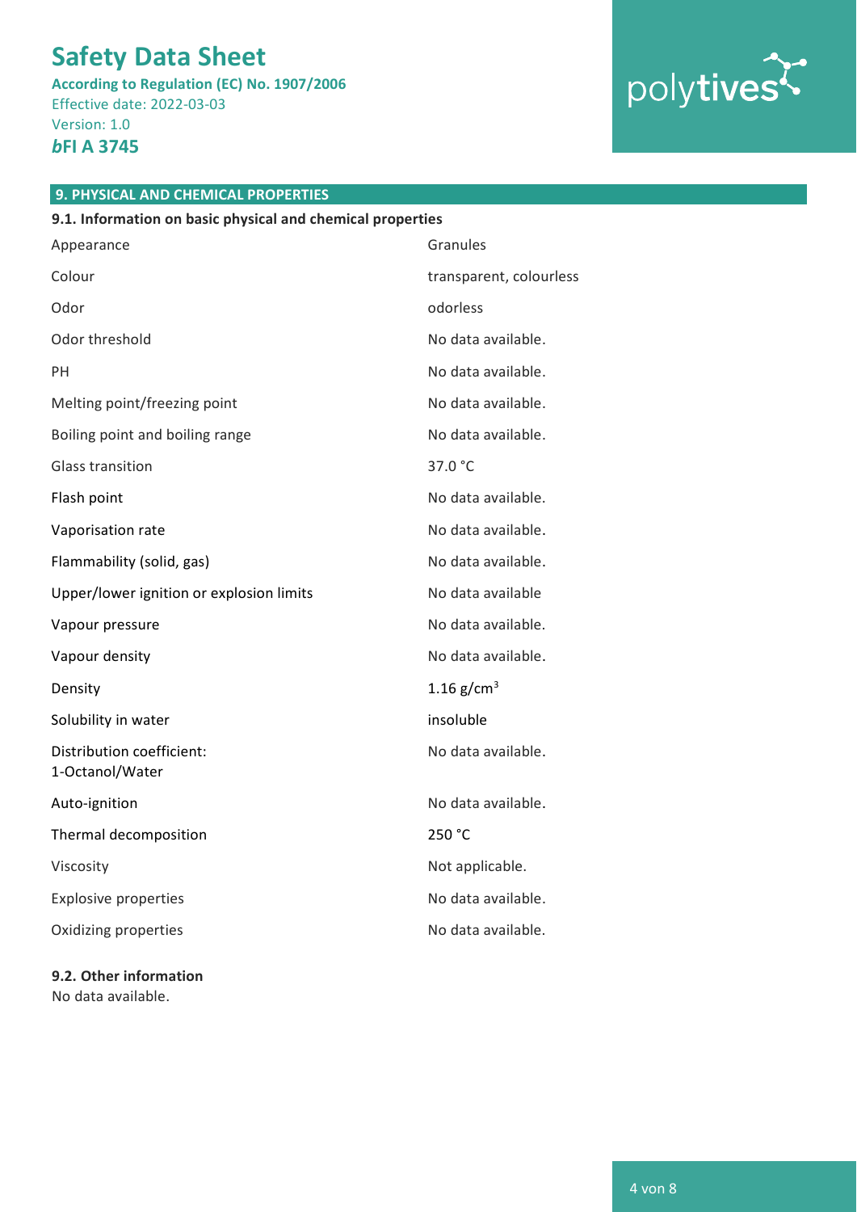## 9. PHYSICAL AND CHEMICAL PROPERTIES

### 9.1. Information on basic physical and chemical properties

| | |
|---|---|
| Appearance | Granules |
| Colour | transparent, colourless |
| Odor | odorless |
| Odor threshold | No data available. |
| PH | No data available. |
| Melting point/freezing point | No data available. |
| Boiling point and boiling range | No data available. |
| Glass transition | 37.0 °C |
| Flash point | No data available. |
| Vaporisation rate | No data available. |
| Flammability (solid, gas) | No data available. |
| Upper/lower ignition or explosion limits | No data available |
| Vapour pressure | No data available. |
| Vapour density | No data available. |
| Density | 1.16 g/cm$^3$ |
| Solubility in water | insoluble |
| Distribution coefficient: 1-Octanol/Water | No data available. |
| Auto-ignition | No data available. |
| Thermal decomposition | 250 °C |
| Viscosity | Not applicable. |
| Explosive properties | No data available. |
| Oxidizing properties | No data available. |

### 9.2. Other information

No data available.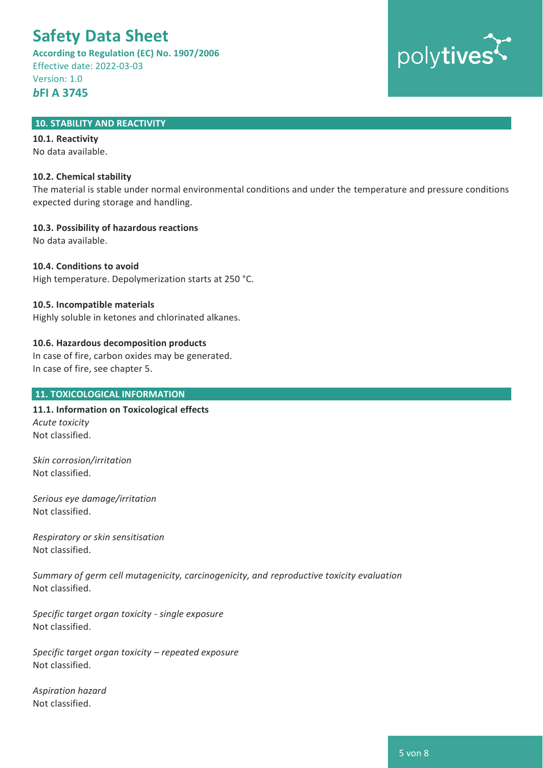## 10. STABILITY AND REACTIVITY

**10.1. Reactivity**
No data available.

**10.2. Chemical stability**
The material is stable under normal environmental conditions and under the temperature and pressure conditions expected during storage and handling.

**10.3. Possibility of hazardous reactions**
No data available.

**10.4. Conditions to avoid**
High temperature. Depolymerization starts at 250 °C.

**10.5. Incompatible materials**
Highly soluble in ketones and chlorinated alkanes.

**10.6. Hazardous decomposition products**
In case of fire, carbon oxides may be generated.
In case of fire, see chapter 5.

## 11. TOXICOLOGICAL INFORMATION

**11.1. Information on Toxicological effects**
*Acute toxicity*
Not classified.

*Skin corrosion/irritation*
Not classified.

*Serious eye damage/irritation*
Not classified.

*Respiratory or skin sensitisation*
Not classified.

*Summary of germ cell mutagenicity, carcinogenicity, and reproductive toxicity evaluation*
Not classified.

*Specific target organ toxicity - single exposure*
Not classified.

*Specific target organ toxicity – repeated exposure*
Not classified.

*Aspiration hazard*
Not classified.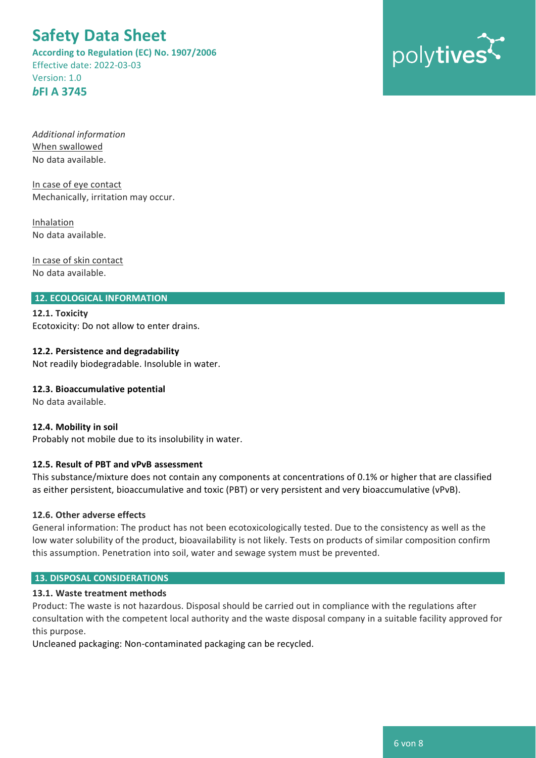*Additional information*

When swallowed
No data available.

In case of eye contact
Mechanically, irritation may occur.

Inhalation
No data available.

In case of skin contact
No data available.

## 12. ECOLOGICAL INFORMATION

**12.1. Toxicity**
Ecotoxicity: Do not allow to enter drains.

**12.2. Persistence and degradability**
Not readily biodegradable. Insoluble in water.

**12.3. Bioaccumulative potential**
No data available.

**12.4. Mobility in soil**
Probably not mobile due to its insolubility in water.

**12.5. Result of PBT and vPvB assessment**
This substance/mixture does not contain any components at concentrations of 0.1% or higher that are classified as either persistent, bioaccumulative and toxic (PBT) or very persistent and very bioaccumulative (vPvB).

**12.6. Other adverse effects**
General information: The product has not been ecotoxicologically tested. Due to the consistency as well as the low water solubility of the product, bioavailability is not likely. Tests on products of similar composition confirm this assumption. Penetration into soil, water and sewage system must be prevented.

## 13. DISPOSAL CONSIDERATIONS

**13.1. Waste treatment methods**
Product: The waste is not hazardous. Disposal should be carried out in compliance with the regulations after consultation with the competent local authority and the waste disposal company in a suitable facility approved for this purpose.
Uncleaned packaging: Non-contaminated packaging can be recycled.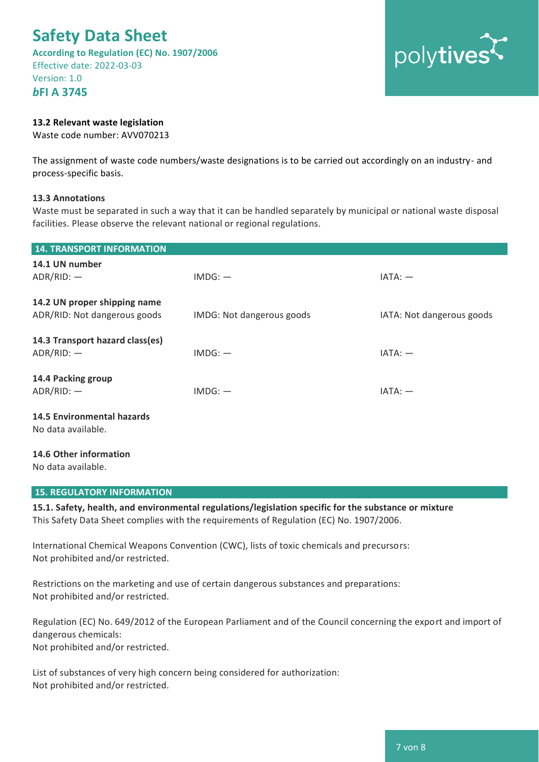### 13.2 Relevant waste legislation

Waste code number: AVV070213

The assignment of waste code numbers/waste designations is to be carried out accordingly on an industry- and process-specific basis.

### 13.3 Annotations

Waste must be separated in such a way that it can be handled separately by municipal or national waste disposal facilities. Please observe the relevant national or regional regulations.

## 14. TRANSPORT INFORMATION

### 14.1 UN number

| ADR/RID: — | IMDG: — | IATA: — |
|---|---|---|

### 14.2 UN proper shipping name

| ADR/RID: Not dangerous goods | IMDG: Not dangerous goods | IATA: Not dangerous goods |
|---|---|---|

### 14.3 Transport hazard class(es)

| ADR/RID: — | IMDG: — | IATA: — |
|---|---|---|

### 14.4 Packing group

| ADR/RID: — | IMDG: — | IATA: — |
|---|---|---|

### 14.5 Environmental hazards

No data available.

### 14.6 Other information

No data available.

## 15. REGULATORY INFORMATION

**15.1. Safety, health, and environmental regulations/legislation specific for the substance or mixture**

This Safety Data Sheet complies with the requirements of Regulation (EC) No. 1907/2006.

International Chemical Weapons Convention (CWC), lists of toxic chemicals and precursors:
Not prohibited and/or restricted.

Restrictions on the marketing and use of certain dangerous substances and preparations:
Not prohibited and/or restricted.

Regulation (EC) No. 649/2012 of the European Parliament and of the Council concerning the export and import of dangerous chemicals:
Not prohibited and/or restricted.

List of substances of very high concern being considered for authorization:
Not prohibited and/or restricted.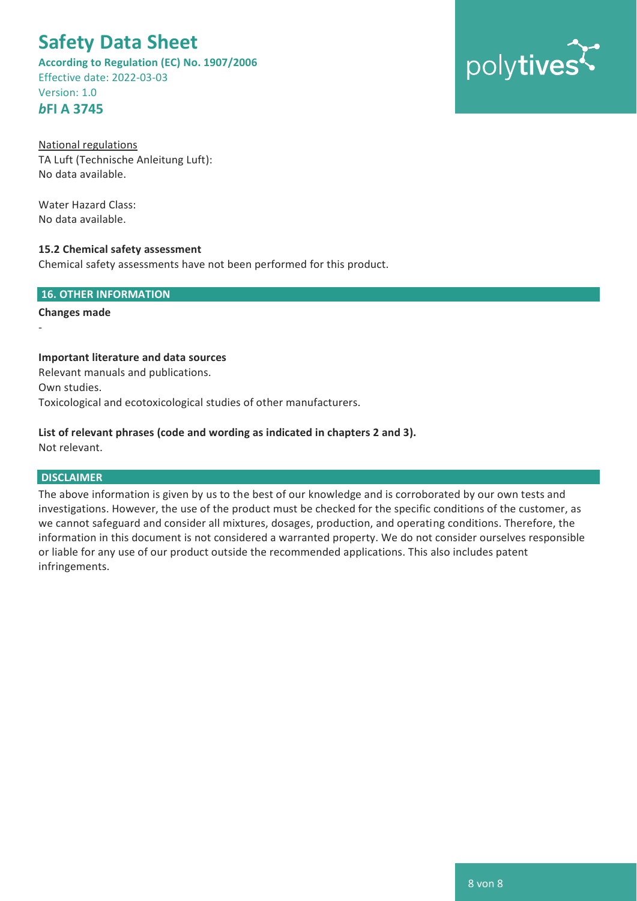National regulations

TA Luft (Technische Anleitung Luft):
No data available.

Water Hazard Class:
No data available.

**15.2 Chemical safety assessment**

Chemical safety assessments have not been performed for this product.

## 16. OTHER INFORMATION

**Changes made**

-

**Important literature and data sources**

Relevant manuals and publications.
Own studies.
Toxicological and ecotoxicological studies of other manufacturers.

**List of relevant phrases (code and wording as indicated in chapters 2 and 3).**

Not relevant.

## DISCLAIMER

The above information is given by us to the best of our knowledge and is corroborated by our own tests and investigations. However, the use of the product must be checked for the specific conditions of the customer, as we cannot safeguard and consider all mixtures, dosages, production, and operating conditions. Therefore, the information in this document is not considered a warranted property. We do not consider ourselves responsible or liable for any use of our product outside the recommended applications. This also includes patent infringements.